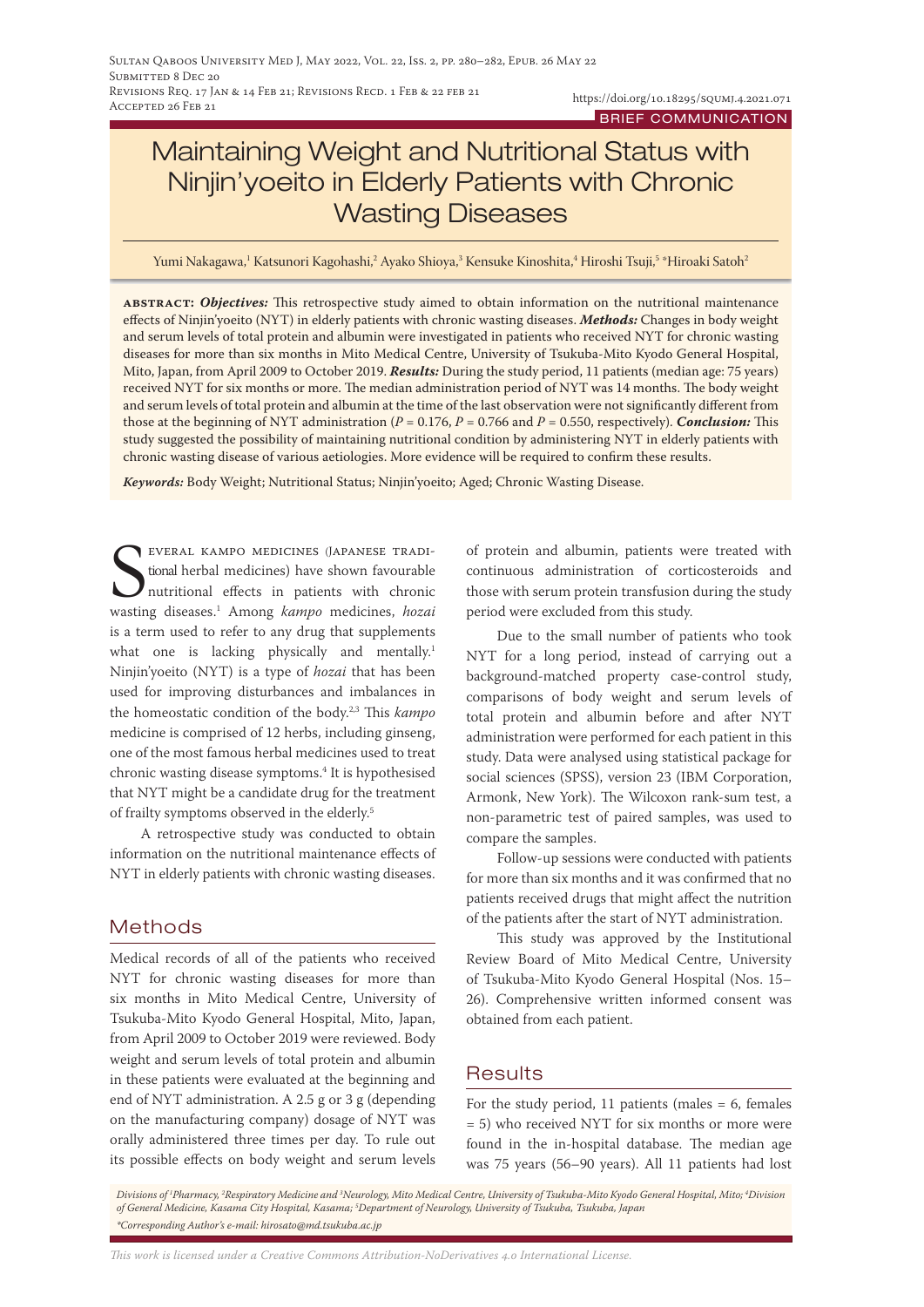BRIEF COMMUNICATION

# Maintaining Weight and Nutritional Status with Ninjin'yoeito in Elderly Patients with Chronic Wasting Diseases

Yumi Nakagawa,[1] Katsunori Kagohashi,[2] Ayako Shioya,[3] Kensuke Kinoshita,[4] Hiroshi Tsuji,[5] *Hiroaki Satoh[2]

**ABSTRACT:** ***Objectives:*** This retrospective study aimed to obtain information on the nutritional maintenance effects of Ninjin'yoeito (NYT) in elderly patients with chronic wasting diseases. ***Methods:*** Changes in body weight and serum levels of total protein and albumin were investigated in patients who received NYT for chronic wasting diseases for more than six months in Mito Medical Centre, University of Tsukuba-Mito Kyodo General Hospital, Mito, Japan, from April 2009 to October 2019. ***Results:*** During the study period, 11 patients (median age: 75 years) received NYT for six months or more. The median administration period of NYT was 14 months. The body weight and serum levels of total protein and albumin at the time of the last observation were not significantly different from those at the beginning of NYT administration ($P = 0.176$, $P = 0.766$ and $P = 0.550$, respectively). ***Conclusion:*** This study suggested the possibility of maintaining nutritional condition by administering NYT in elderly patients with chronic wasting disease of various aetiologies. More evidence will be required to confirm these results.

***Keywords:*** Body Weight; Nutritional Status; Ninjin'yoeito; Aged; Chronic Wasting Disease.

Several kampo medicines (Japanese traditional herbal medicines) have shown favourable nutritional effects in patients with chronic wasting diseases.[1] Among *kampo* medicines, *hozai* is a term used to refer to any drug that supplements what one is lacking physically and mentally.[1] Ninjin'yoeito (NYT) is a type of *hozai* that has been used for improving disturbances and imbalances in the homeostatic condition of the body.[2,3] This *kampo* medicine is comprised of 12 herbs, including ginseng, one of the most famous herbal medicines used to treat chronic wasting disease symptoms.[4] It is hypothesised that NYT might be a candidate drug for the treatment of frailty symptoms observed in the elderly.[5]

A retrospective study was conducted to obtain information on the nutritional maintenance effects of NYT in elderly patients with chronic wasting diseases.

## Methods

Medical records of all of the patients who received NYT for chronic wasting diseases for more than six months in Mito Medical Centre, University of Tsukuba-Mito Kyodo General Hospital, Mito, Japan, from April 2009 to October 2019 were reviewed. Body weight and serum levels of total protein and albumin in these patients were evaluated at the beginning and end of NYT administration. A 2.5 g or 3 g (depending on the manufacturing company) dosage of NYT was orally administered three times per day. To rule out its possible effects on body weight and serum levels of protein and albumin, patients were treated with continuous administration of corticosteroids and those with serum protein transfusion during the study period were excluded from this study.

Due to the small number of patients who took NYT for a long period, instead of carrying out a background-matched property case-control study, comparisons of body weight and serum levels of total protein and albumin before and after NYT administration were performed for each patient in this study. Data were analysed using statistical package for social sciences (SPSS), version 23 (IBM Corporation, Armonk, New York). The Wilcoxon rank-sum test, a non-parametric test of paired samples, was used to compare the samples.

Follow-up sessions were conducted with patients for more than six months and it was confirmed that no patients received drugs that might affect the nutrition of the patients after the start of NYT administration.

This study was approved by the Institutional Review Board of Mito Medical Centre, University of Tsukuba-Mito Kyodo General Hospital (Nos. 15–26). Comprehensive written informed consent was obtained from each patient.

## Results

For the study period, 11 patients (males = 6, females = 5) who received NYT for six months or more were found in the in-hospital database. The median age was 75 years (56–90 years). All 11 patients had lost

*Divisions of [1]Pharmacy, [2]Respiratory Medicine and [3]Neurology, Mito Medical Centre, University of Tsukuba-Mito Kyodo General Hospital, Mito; [4]Division of General Medicine, Kasama City Hospital, Kasama; [5]Department of Neurology, University of Tsukuba, Tsukuba, Japan*
*\*Corresponding Author's e-mail: hirosato@md.tsukuba.ac.jp*

*This work is licensed under a Creative Commons Attribution-NoDerivatives 4.0 International License.*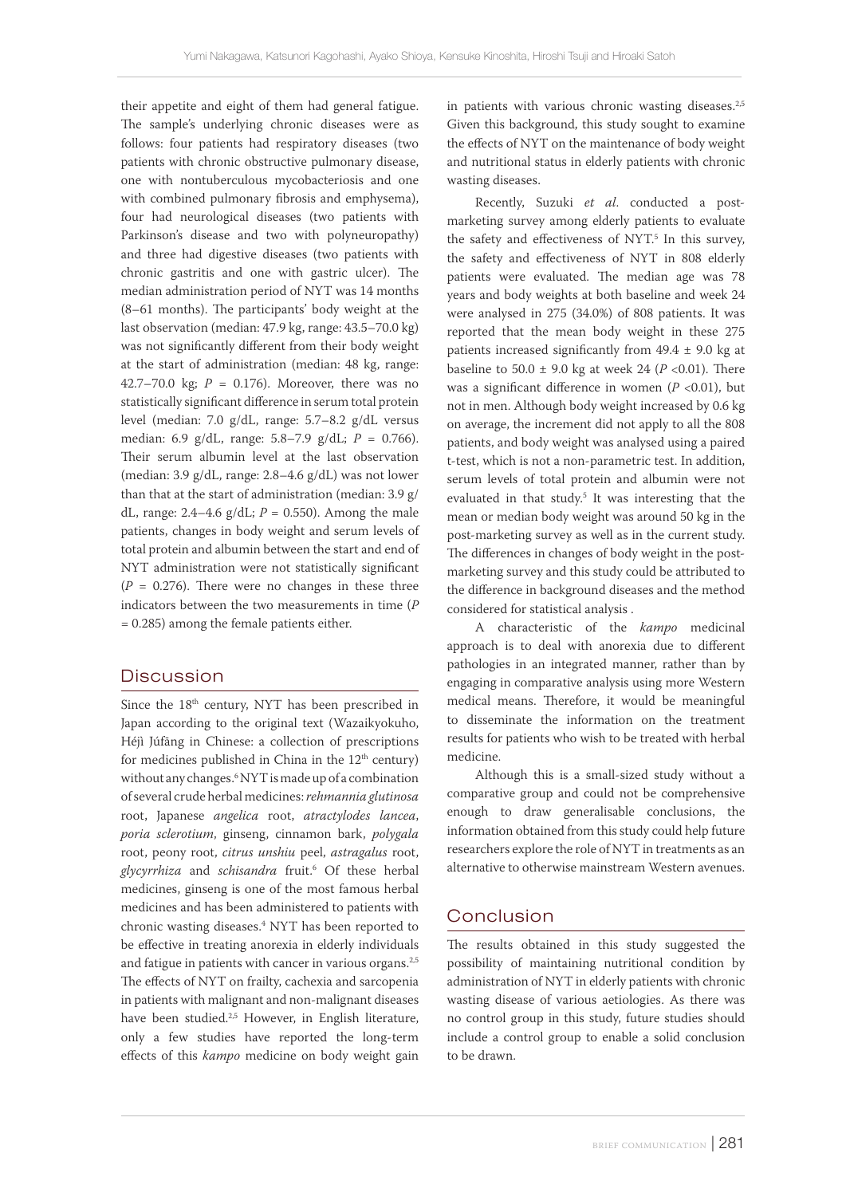their appetite and eight of them had general fatigue. The sample's underlying chronic diseases were as follows: four patients had respiratory diseases (two patients with chronic obstructive pulmonary disease, one with nontuberculous mycobacteriosis and one with combined pulmonary fibrosis and emphysema), four had neurological diseases (two patients with Parkinson's disease and two with polyneuropathy) and three had digestive diseases (two patients with chronic gastritis and one with gastric ulcer). The median administration period of NYT was 14 months (8–61 months). The participants' body weight at the last observation (median: 47.9 kg, range: 43.5–70.0 kg) was not significantly different from their body weight at the start of administration (median: 48 kg, range: 42.7–70.0 kg; $P = 0.176$). Moreover, there was no statistically significant difference in serum total protein level (median: 7.0 g/dL, range: 5.7–8.2 g/dL versus median: 6.9 g/dL, range: 5.8–7.9 g/dL; $P = 0.766$). Their serum albumin level at the last observation (median: 3.9 g/dL, range: 2.8–4.6 g/dL) was not lower than that at the start of administration (median: 3.9 g/dL, range: 2.4–4.6 g/dL; $P = 0.550$). Among the male patients, changes in body weight and serum levels of total protein and albumin between the start and end of NYT administration were not statistically significant ($P = 0.276$). There were no changes in these three indicators between the two measurements in time ($P = 0.285$) among the female patients either.

## Discussion

Since the 18th century, NYT has been prescribed in Japan according to the original text (Wazaikyokuho, Héjì Júfāng in Chinese: a collection of prescriptions for medicines published in China in the 12th century) without any changes.[6] NYT is made up of a combination of several crude herbal medicines: *rehmannia glutinosa* root, Japanese *angelica* root, *atractylodes lancea*, *poria sclerotium*, ginseng, cinnamon bark, *polygala* root, peony root, *citrus unshiu* peel, *astragalus* root, *glycyrrhiza* and *schisandra* fruit.[6] Of these herbal medicines, ginseng is one of the most famous herbal medicines and has been administered to patients with chronic wasting diseases.[4] NYT has been reported to be effective in treating anorexia in elderly individuals and fatigue in patients with cancer in various organs.[2,5] The effects of NYT on frailty, cachexia and sarcopenia in patients with malignant and non-malignant diseases have been studied.[2,5] However, in English literature, only a few studies have reported the long-term effects of this *kampo* medicine on body weight gain in patients with various chronic wasting diseases.[2,5] Given this background, this study sought to examine the effects of NYT on the maintenance of body weight and nutritional status in elderly patients with chronic wasting diseases.

Recently, Suzuki *et al*. conducted a post-marketing survey among elderly patients to evaluate the safety and effectiveness of NYT.[5] In this survey, the safety and effectiveness of NYT in 808 elderly patients were evaluated. The median age was 78 years and body weights at both baseline and week 24 were analysed in 275 (34.0%) of 808 patients. It was reported that the mean body weight in these 275 patients increased significantly from 49.4 ± 9.0 kg at baseline to 50.0 ± 9.0 kg at week 24 ($P < 0.01$). There was a significant difference in women ($P < 0.01$), but not in men. Although body weight increased by 0.6 kg on average, the increment did not apply to all the 808 patients, and body weight was analysed using a paired t-test, which is not a non-parametric test. In addition, serum levels of total protein and albumin were not evaluated in that study.[5] It was interesting that the mean or median body weight was around 50 kg in the post-marketing survey as well as in the current study. The differences in changes of body weight in the post-marketing survey and this study could be attributed to the difference in background diseases and the method considered for statistical analysis .

A characteristic of the *kampo* medicinal approach is to deal with anorexia due to different pathologies in an integrated manner, rather than by engaging in comparative analysis using more Western medical means. Therefore, it would be meaningful to disseminate the information on the treatment results for patients who wish to be treated with herbal medicine.

Although this is a small-sized study without a comparative group and could not be comprehensive enough to draw generalisable conclusions, the information obtained from this study could help future researchers explore the role of NYT in treatments as an alternative to otherwise mainstream Western avenues.

## Conclusion

The results obtained in this study suggested the possibility of maintaining nutritional condition by administration of NYT in elderly patients with chronic wasting disease of various aetiologies. As there was no control group in this study, future studies should include a control group to enable a solid conclusion to be drawn.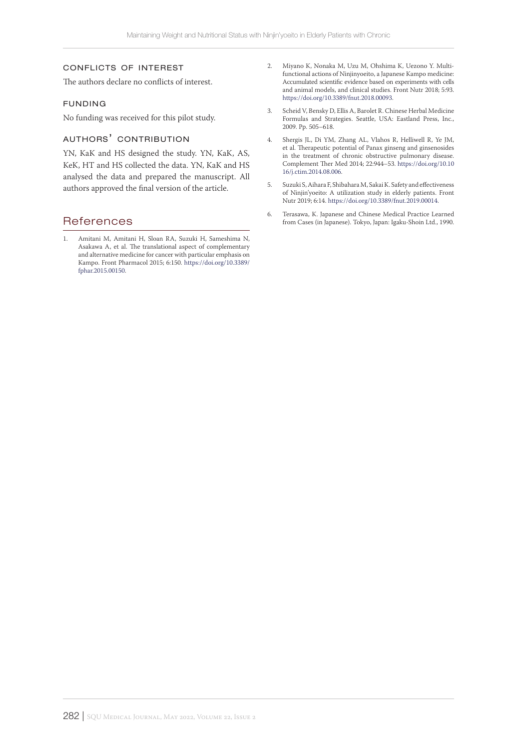## Conflicts of Interest

The authors declare no conflicts of interest.

## Funding

No funding was received for this pilot study.

## Authors' Contribution

YN, KaK and HS designed the study. YN, KaK, AS, KeK, HT and HS collected the data. YN, KaK and HS analysed the data and prepared the manuscript. All authors approved the final version of the article.

# References

1. Amitani M, Amitani H, Sloan RA, Suzuki H, Sameshima N, Asakawa A, et al. The translational aspect of complementary and alternative medicine for cancer with particular emphasis on Kampo. Front Pharmacol 2015; 6:150. https://doi.org/10.3389/fphar.2015.00150.
2. Miyano K, Nonaka M, Uzu M, Ohshima K, Uezono Y. Multifunctional actions of Ninjinyoeito, a Japanese Kampo medicine: Accumulated scientific evidence based on experiments with cells and animal models, and clinical studies. Front Nutr 2018; 5:93. https://doi.org/10.3389/fnut.2018.00093.
3. Scheid V, Bensky D, Ellis A, Barolet R. Chinese Herbal Medicine Formulas and Strategies. Seattle, USA: Eastland Press, Inc., 2009. Pp. 505–618.
4. Shergis JL, Di YM, Zhang AL, Vlahos R, Helliwell R, Ye JM, et al. Therapeutic potential of Panax ginseng and ginsenosides in the treatment of chronic obstructive pulmonary disease. Complement Ther Med 2014; 22:944–53. https://doi.org/10.1016/j.ctim.2014.08.006.
5. Suzuki S, Aihara F, Shibahara M, Sakai K. Safety and effectiveness of Ninjin'yoeito: A utilization study in elderly patients. Front Nutr 2019; 6:14. https://doi.org/10.3389/fnut.2019.00014.
6. Terasawa, K. Japanese and Chinese Medical Practice Learned from Cases (in Japanese). Tokyo, Japan: Igaku-Shoin Ltd., 1990.